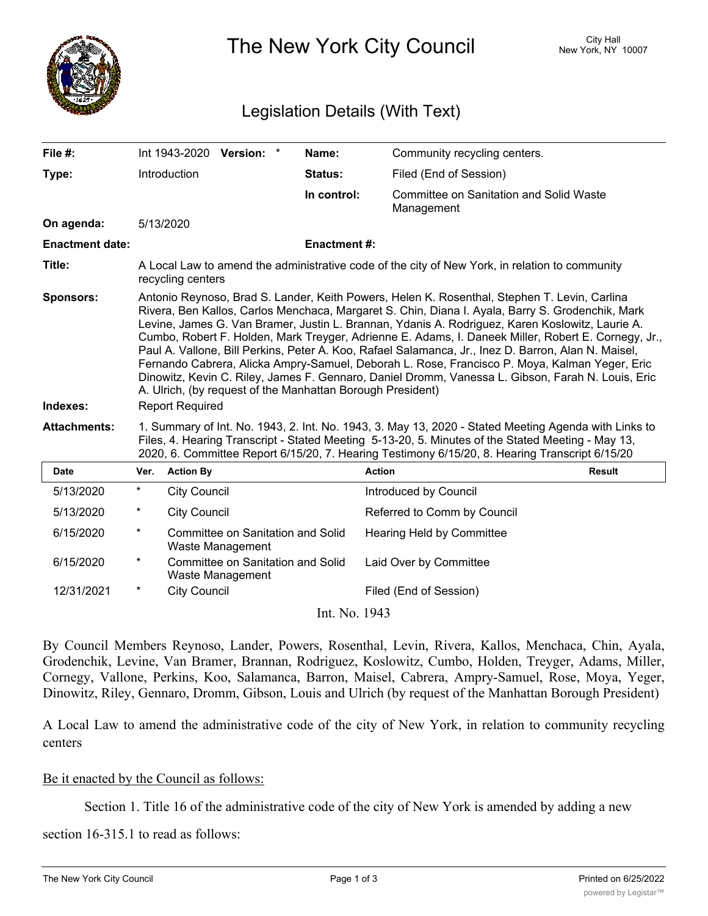# The New York City Council

City Hall
New York, NY 10007

## Legislation Details (With Text)

| | | | |
|---|---|---|---|
| **File #:** | Int 1943-2020 **Version:** * | **Name:** | Community recycling centers. |
| **Type:** | Introduction | **Status:** | Filed (End of Session) |
| | | **In control:** | Committee on Sanitation and Solid Waste Management |
| **On agenda:** | 5/13/2020 | | |
| **Enactment date:** | | **Enactment #:** | |

**Title:** A Local Law to amend the administrative code of the city of New York, in relation to community recycling centers

**Sponsors:** Antonio Reynoso, Brad S. Lander, Keith Powers, Helen K. Rosenthal, Stephen T. Levin, Carlina Rivera, Ben Kallos, Carlos Menchaca, Margaret S. Chin, Diana I. Ayala, Barry S. Grodenchik, Mark Levine, James G. Van Bramer, Justin L. Brannan, Ydanis A. Rodriguez, Karen Koslowitz, Laurie A. Cumbo, Robert F. Holden, Mark Treyger, Adrienne E. Adams, I. Daneek Miller, Robert E. Cornegy, Jr., Paul A. Vallone, Bill Perkins, Peter A. Koo, Rafael Salamanca, Jr., Inez D. Barron, Alan N. Maisel, Fernando Cabrera, Alicka Ampry-Samuel, Deborah L. Rose, Francisco P. Moya, Kalman Yeger, Eric Dinowitz, Kevin C. Riley, James F. Gennaro, Daniel Dromm, Vanessa L. Gibson, Farah N. Louis, Eric A. Ulrich, (by request of the Manhattan Borough President)

**Indexes:** Report Required

**Attachments:** 1. Summary of Int. No. 1943, 2. Int. No. 1943, 3. May 13, 2020 - Stated Meeting Agenda with Links to Files, 4. Hearing Transcript - Stated Meeting 5-13-20, 5. Minutes of the Stated Meeting - May 13, 2020, 6. Committee Report 6/15/20, 7. Hearing Testimony 6/15/20, 8. Hearing Transcript 6/15/20

| Date | Ver. | Action By | Action | Result |
|---|---|---|---|---|
| 5/13/2020 | * | City Council | Introduced by Council | |
| 5/13/2020 | * | City Council | Referred to Comm by Council | |
| 6/15/2020 | * | Committee on Sanitation and Solid Waste Management | Hearing Held by Committee | |
| 6/15/2020 | * | Committee on Sanitation and Solid Waste Management | Laid Over by Committee | |
| 12/31/2021 | * | City Council | Filed (End of Session) | |

Int. No. 1943

By Council Members Reynoso, Lander, Powers, Rosenthal, Levin, Rivera, Kallos, Menchaca, Chin, Ayala, Grodenchik, Levine, Van Bramer, Brannan, Rodriguez, Koslowitz, Cumbo, Holden, Treyger, Adams, Miller, Cornegy, Vallone, Perkins, Koo, Salamanca, Barron, Maisel, Cabrera, Ampry-Samuel, Rose, Moya, Yeger, Dinowitz, Riley, Gennaro, Dromm, Gibson, Louis and Ulrich (by request of the Manhattan Borough President)

A Local Law to amend the administrative code of the city of New York, in relation to community recycling centers

Be it enacted by the Council as follows:

Section 1. Title 16 of the administrative code of the city of New York is amended by adding a new section 16-315.1 to read as follows: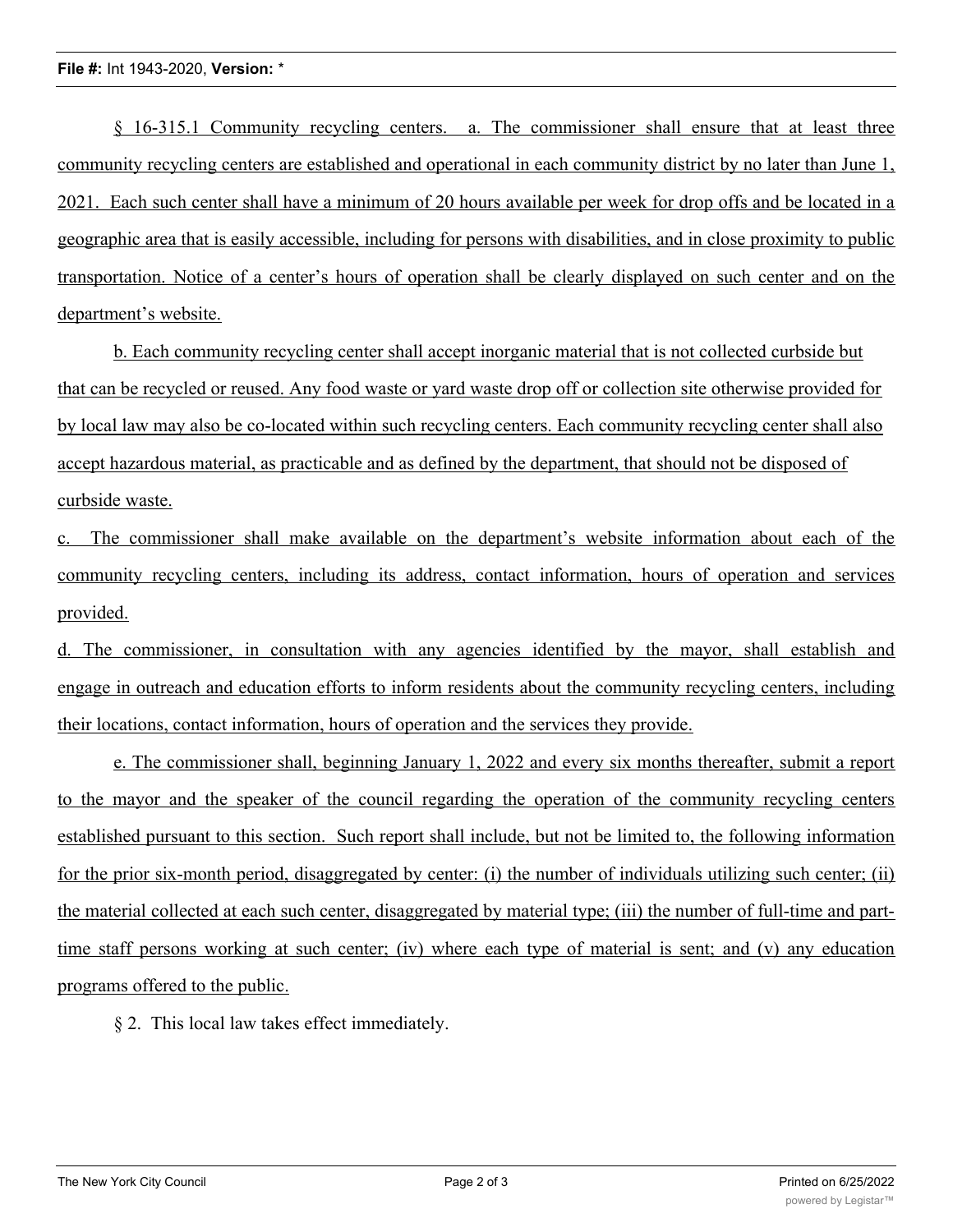§ 16-315.1 Community recycling centers. a. The commissioner shall ensure that at least three community recycling centers are established and operational in each community district by no later than June 1, 2021. Each such center shall have a minimum of 20 hours available per week for drop offs and be located in a geographic area that is easily accessible, including for persons with disabilities, and in close proximity to public transportation. Notice of a center's hours of operation shall be clearly displayed on such center and on the department's website.

b. Each community recycling center shall accept inorganic material that is not collected curbside but that can be recycled or reused. Any food waste or yard waste drop off or collection site otherwise provided for by local law may also be co-located within such recycling centers. Each community recycling center shall also accept hazardous material, as practicable and as defined by the department, that should not be disposed of curbside waste.

c. The commissioner shall make available on the department's website information about each of the community recycling centers, including its address, contact information, hours of operation and services provided.

d. The commissioner, in consultation with any agencies identified by the mayor, shall establish and engage in outreach and education efforts to inform residents about the community recycling centers, including their locations, contact information, hours of operation and the services they provide.

e. The commissioner shall, beginning January 1, 2022 and every six months thereafter, submit a report to the mayor and the speaker of the council regarding the operation of the community recycling centers established pursuant to this section. Such report shall include, but not be limited to, the following information for the prior six-month period, disaggregated by center: (i) the number of individuals utilizing such center; (ii) the material collected at each such center, disaggregated by material type; (iii) the number of full-time and part-time staff persons working at such center; (iv) where each type of material is sent; and (v) any education programs offered to the public.

§ 2. This local law takes effect immediately.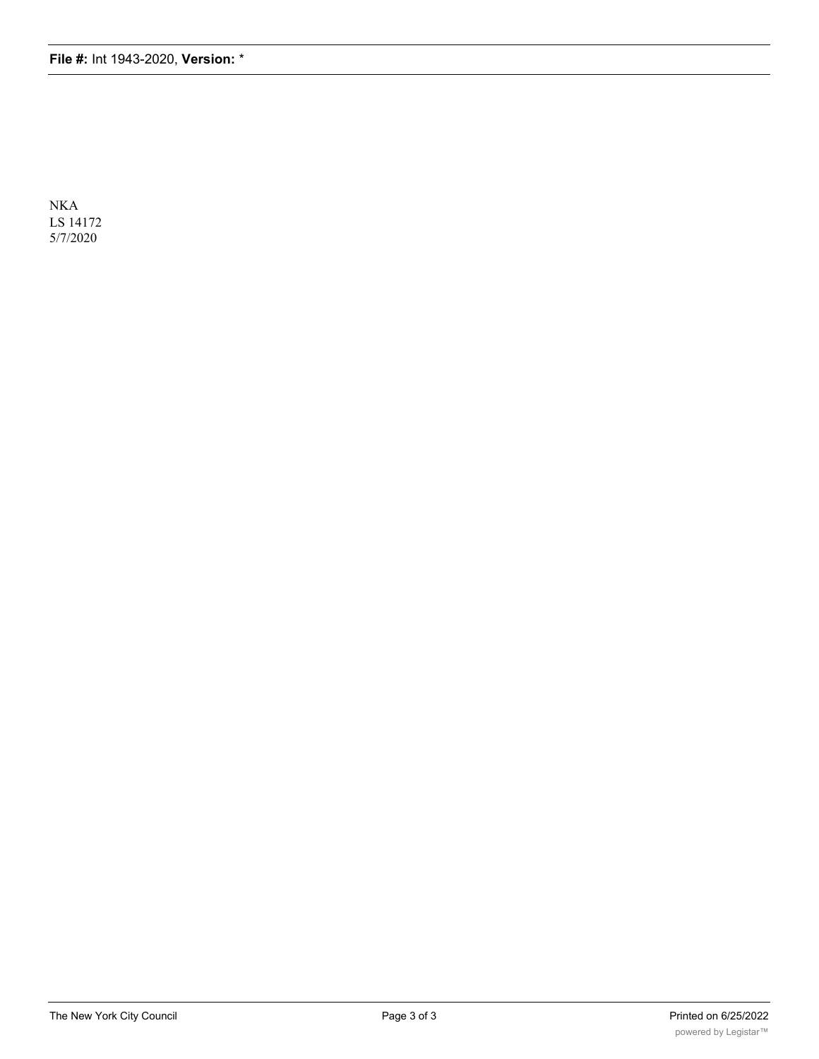NKA
LS 14172
5/7/2020